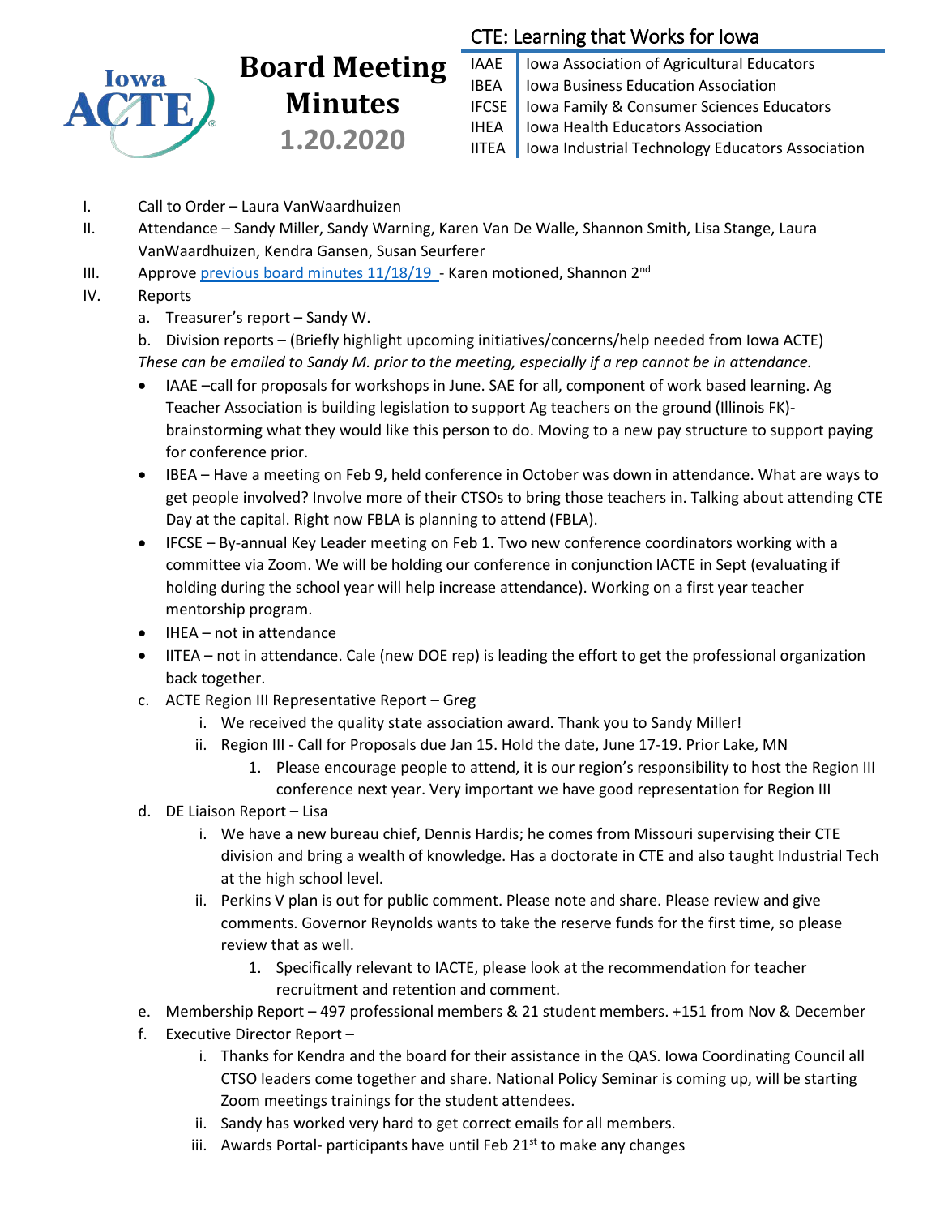Iowa ACTE

# Board Meeting Minutes 1.20.2020

**CTE: Learning that Works for Iowa**

| | |
|---|---|
| IAAE | Iowa Association of Agricultural Educators |
| IBEA | Iowa Business Education Association |
| IFCSE | Iowa Family & Consumer Sciences Educators |
| IHEA | Iowa Health Educators Association |
| IITEA | Iowa Industrial Technology Educators Association |

I. Call to Order – Laura VanWaardhuizen

II. Attendance – Sandy Miller, Sandy Warning, Karen Van De Walle, Shannon Smith, Lisa Stange, Laura VanWaardhuizen, Kendra Gansen, Susan Seurferer

III. Approve previous board minutes 11/18/19 - Karen motioned, Shannon 2nd

IV. Reports

a. Treasurer's report – Sandy W.

b. Division reports – (Briefly highlight upcoming initiatives/concerns/help needed from Iowa ACTE)

*These can be emailed to Sandy M. prior to the meeting, especially if a rep cannot be in attendance.*

- IAAE –call for proposals for workshops in June. SAE for all, component of work based learning. Ag Teacher Association is building legislation to support Ag teachers on the ground (Illinois FK)- brainstorming what they would like this person to do. Moving to a new pay structure to support paying for conference prior.
- IBEA – Have a meeting on Feb 9, held conference in October was down in attendance. What are ways to get people involved? Involve more of their CTSOs to bring those teachers in. Talking about attending CTE Day at the capital. Right now FBLA is planning to attend (FBLA).
- IFCSE – By-annual Key Leader meeting on Feb 1. Two new conference coordinators working with a committee via Zoom. We will be holding our conference in conjunction IACTE in Sept (evaluating if holding during the school year will help increase attendance). Working on a first year teacher mentorship program.
- IHEA – not in attendance
- IITEA – not in attendance. Cale (new DOE rep) is leading the effort to get the professional organization back together.

c. ACTE Region III Representative Report – Greg

  i. We received the quality state association award. Thank you to Sandy Miller!

  ii. Region III - Call for Proposals due Jan 15. Hold the date, June 17-19. Prior Lake, MN

    1. Please encourage people to attend, it is our region's responsibility to host the Region III conference next year. Very important we have good representation for Region III

d. DE Liaison Report – Lisa

  i. We have a new bureau chief, Dennis Hardis; he comes from Missouri supervising their CTE division and bring a wealth of knowledge. Has a doctorate in CTE and also taught Industrial Tech at the high school level.

  ii. Perkins V plan is out for public comment. Please note and share. Please review and give comments. Governor Reynolds wants to take the reserve funds for the first time, so please review that as well.

    1. Specifically relevant to IACTE, please look at the recommendation for teacher recruitment and retention and comment.

e. Membership Report – 497 professional members & 21 student members. +151 from Nov & December

f. Executive Director Report –

  i. Thanks for Kendra and the board for their assistance in the QAS. Iowa Coordinating Council all CTSO leaders come together and share. National Policy Seminar is coming up, will be starting Zoom meetings trainings for the student attendees.

  ii. Sandy has worked very hard to get correct emails for all members.

  iii. Awards Portal- participants have until Feb 21st to make any changes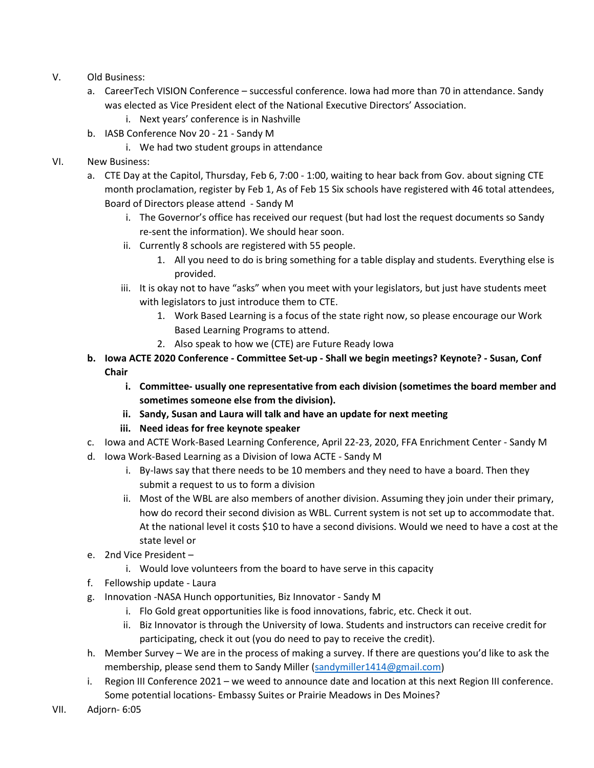V. Old Business:

a. CareerTech VISION Conference – successful conference. Iowa had more than 70 in attendance. Sandy was elected as Vice President elect of the National Executive Directors' Association.

   i. Next years' conference is in Nashville

b. IASB Conference Nov 20 - 21 - Sandy M

   i. We had two student groups in attendance

VI. New Business:

a. CTE Day at the Capitol, Thursday, Feb 6, 7:00 - 1:00, waiting to hear back from Gov. about signing CTE month proclamation, register by Feb 1, As of Feb 15 Six schools have registered with 46 total attendees, Board of Directors please attend - Sandy M

   i. The Governor's office has received our request (but had lost the request documents so Sandy re-sent the information). We should hear soon.

   ii. Currently 8 schools are registered with 55 people.

      1. All you need to do is bring something for a table display and students. Everything else is provided.

   iii. It is okay not to have "asks" when you meet with your legislators, but just have students meet with legislators to just introduce them to CTE.

      1. Work Based Learning is a focus of the state right now, so please encourage our Work Based Learning Programs to attend.
      2. Also speak to how we (CTE) are Future Ready Iowa

**b. Iowa ACTE 2020 Conference - Committee Set-up - Shall we begin meetings? Keynote? - Susan, Conf Chair**

   **i. Committee- usually one representative from each division (sometimes the board member and sometimes someone else from the division).**

   **ii. Sandy, Susan and Laura will talk and have an update for next meeting**

   **iii. Need ideas for free keynote speaker**

c. Iowa and ACTE Work-Based Learning Conference, April 22-23, 2020, FFA Enrichment Center - Sandy M

d. Iowa Work-Based Learning as a Division of Iowa ACTE - Sandy M

   i. By-laws say that there needs to be 10 members and they need to have a board. Then they submit a request to us to form a division

   ii. Most of the WBL are also members of another division. Assuming they join under their primary, how do record their second division as WBL. Current system is not set up to accommodate that. At the national level it costs $10 to have a second divisions. Would we need to have a cost at the state level or

e. 2nd Vice President –

   i. Would love volunteers from the board to have serve in this capacity

f. Fellowship update - Laura

g. Innovation -NASA Hunch opportunities, Biz Innovator - Sandy M

   i. Flo Gold great opportunities like is food innovations, fabric, etc. Check it out.

   ii. Biz Innovator is through the University of Iowa. Students and instructors can receive credit for participating, check it out (you do need to pay to receive the credit).

h. Member Survey – We are in the process of making a survey. If there are questions you'd like to ask the membership, please send them to Sandy Miller (sandymiller1414@gmail.com)

i. Region III Conference 2021 – we weed to announce date and location at this next Region III conference. Some potential locations- Embassy Suites or Prairie Meadows in Des Moines?

VII. Adjorn- 6:05